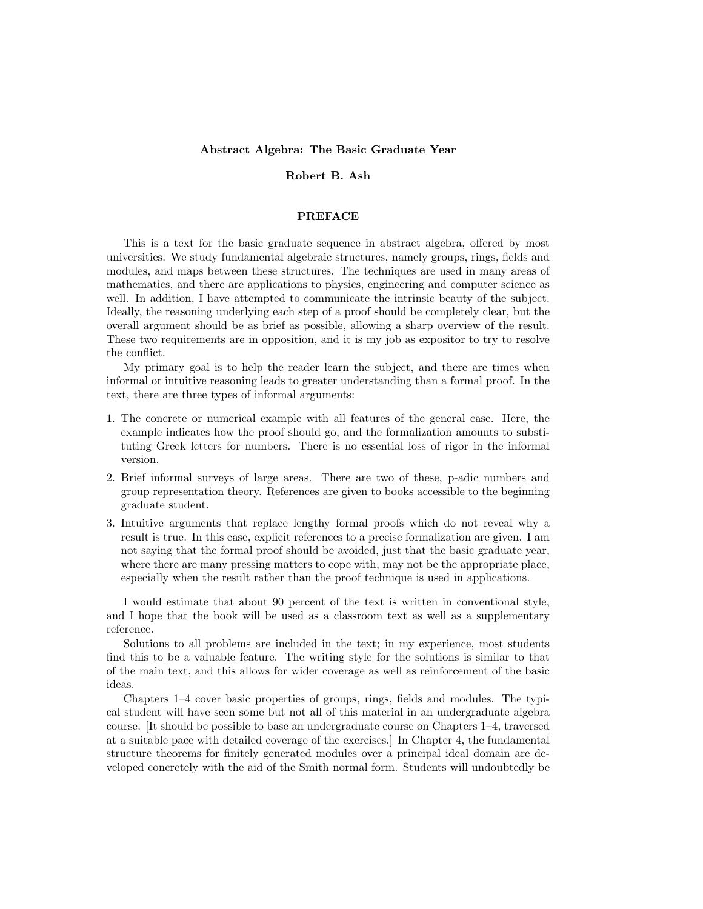# Abstract Algebra: The Basic Graduate Year

**Robert B. Ash**

## PREFACE

This is a text for the basic graduate sequence in abstract algebra, offered by most universities. We study fundamental algebraic structures, namely groups, rings, fields and modules, and maps between these structures. The techniques are used in many areas of mathematics, and there are applications to physics, engineering and computer science as well. In addition, I have attempted to communicate the intrinsic beauty of the subject. Ideally, the reasoning underlying each step of a proof should be completely clear, but the overall argument should be as brief as possible, allowing a sharp overview of the result. These two requirements are in opposition, and it is my job as expositor to try to resolve the conflict.

My primary goal is to help the reader learn the subject, and there are times when informal or intuitive reasoning leads to greater understanding than a formal proof. In the text, there are three types of informal arguments:

1. The concrete or numerical example with all features of the general case. Here, the example indicates how the proof should go, and the formalization amounts to substituting Greek letters for numbers. There is no essential loss of rigor in the informal version.
2. Brief informal surveys of large areas. There are two of these, p-adic numbers and group representation theory. References are given to books accessible to the beginning graduate student.
3. Intuitive arguments that replace lengthy formal proofs which do not reveal why a result is true. In this case, explicit references to a precise formalization are given. I am not saying that the formal proof should be avoided, just that the basic graduate year, where there are many pressing matters to cope with, may not be the appropriate place, especially when the result rather than the proof technique is used in applications.

I would estimate that about 90 percent of the text is written in conventional style, and I hope that the book will be used as a classroom text as well as a supplementary reference.

Solutions to all problems are included in the text; in my experience, most students find this to be a valuable feature. The writing style for the solutions is similar to that of the main text, and this allows for wider coverage as well as reinforcement of the basic ideas.

Chapters 1–4 cover basic properties of groups, rings, fields and modules. The typical student will have seen some but not all of this material in an undergraduate algebra course. [It should be possible to base an undergraduate course on Chapters 1–4, traversed at a suitable pace with detailed coverage of the exercises.] In Chapter 4, the fundamental structure theorems for finitely generated modules over a principal ideal domain are developed concretely with the aid of the Smith normal form. Students will undoubtedly be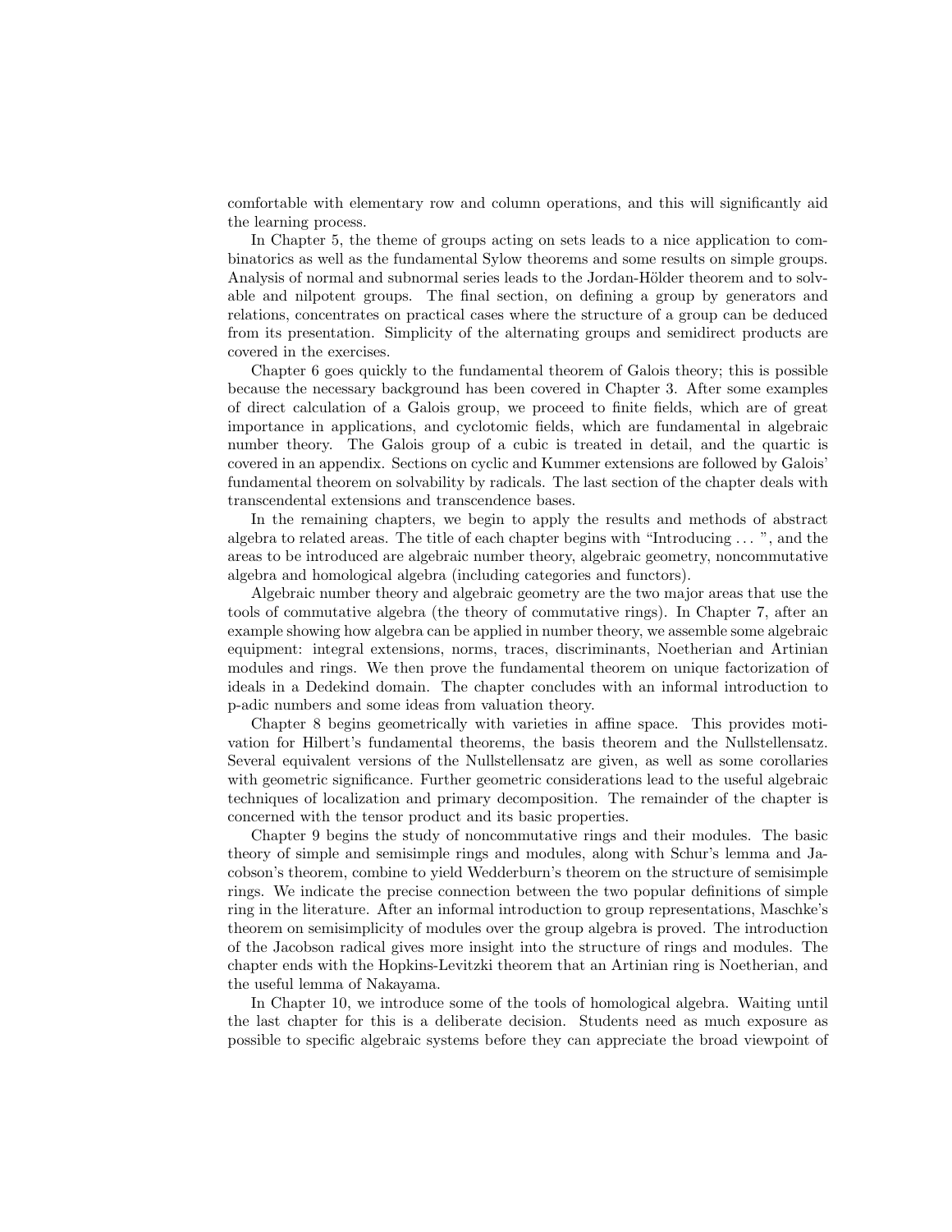comfortable with elementary row and column operations, and this will significantly aid the learning process.

In Chapter 5, the theme of groups acting on sets leads to a nice application to combinatorics as well as the fundamental Sylow theorems and some results on simple groups. Analysis of normal and subnormal series leads to the Jordan-Hölder theorem and to solvable and nilpotent groups. The final section, on defining a group by generators and relations, concentrates on practical cases where the structure of a group can be deduced from its presentation. Simplicity of the alternating groups and semidirect products are covered in the exercises.

Chapter 6 goes quickly to the fundamental theorem of Galois theory; this is possible because the necessary background has been covered in Chapter 3. After some examples of direct calculation of a Galois group, we proceed to finite fields, which are of great importance in applications, and cyclotomic fields, which are fundamental in algebraic number theory. The Galois group of a cubic is treated in detail, and the quartic is covered in an appendix. Sections on cyclic and Kummer extensions are followed by Galois' fundamental theorem on solvability by radicals. The last section of the chapter deals with transcendental extensions and transcendence bases.

In the remaining chapters, we begin to apply the results and methods of abstract algebra to related areas. The title of each chapter begins with "Introducing . . . ", and the areas to be introduced are algebraic number theory, algebraic geometry, noncommutative algebra and homological algebra (including categories and functors).

Algebraic number theory and algebraic geometry are the two major areas that use the tools of commutative algebra (the theory of commutative rings). In Chapter 7, after an example showing how algebra can be applied in number theory, we assemble some algebraic equipment: integral extensions, norms, traces, discriminants, Noetherian and Artinian modules and rings. We then prove the fundamental theorem on unique factorization of ideals in a Dedekind domain. The chapter concludes with an informal introduction to p-adic numbers and some ideas from valuation theory.

Chapter 8 begins geometrically with varieties in affine space. This provides motivation for Hilbert's fundamental theorems, the basis theorem and the Nullstellensatz. Several equivalent versions of the Nullstellensatz are given, as well as some corollaries with geometric significance. Further geometric considerations lead to the useful algebraic techniques of localization and primary decomposition. The remainder of the chapter is concerned with the tensor product and its basic properties.

Chapter 9 begins the study of noncommutative rings and their modules. The basic theory of simple and semisimple rings and modules, along with Schur's lemma and Jacobson's theorem, combine to yield Wedderburn's theorem on the structure of semisimple rings. We indicate the precise connection between the two popular definitions of simple ring in the literature. After an informal introduction to group representations, Maschke's theorem on semisimplicity of modules over the group algebra is proved. The introduction of the Jacobson radical gives more insight into the structure of rings and modules. The chapter ends with the Hopkins-Levitzki theorem that an Artinian ring is Noetherian, and the useful lemma of Nakayama.

In Chapter 10, we introduce some of the tools of homological algebra. Waiting until the last chapter for this is a deliberate decision. Students need as much exposure as possible to specific algebraic systems before they can appreciate the broad viewpoint of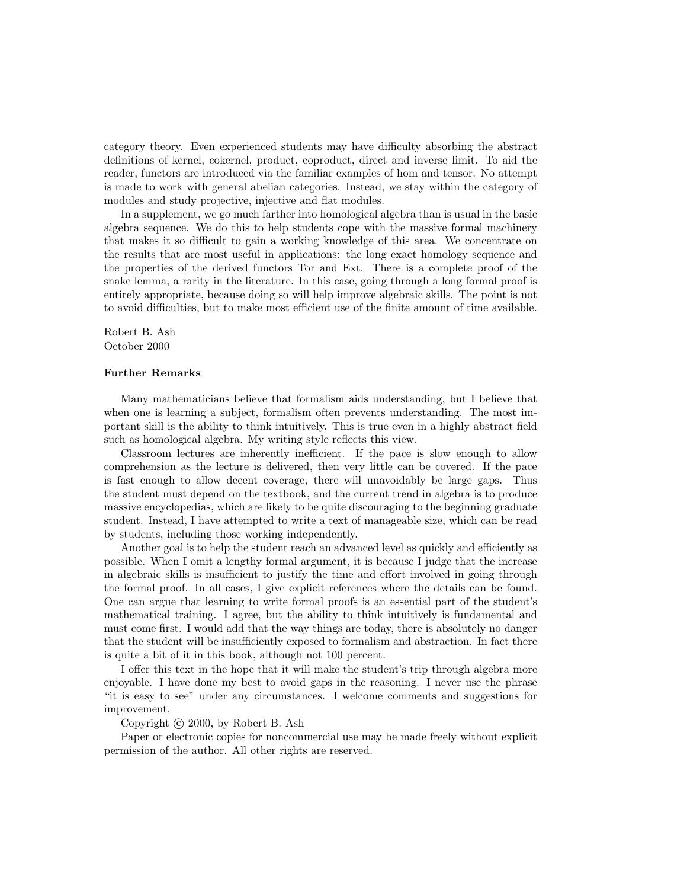category theory. Even experienced students may have difficulty absorbing the abstract definitions of kernel, cokernel, product, coproduct, direct and inverse limit. To aid the reader, functors are introduced via the familiar examples of hom and tensor. No attempt is made to work with general abelian categories. Instead, we stay within the category of modules and study projective, injective and flat modules.

In a supplement, we go much farther into homological algebra than is usual in the basic algebra sequence. We do this to help students cope with the massive formal machinery that makes it so difficult to gain a working knowledge of this area. We concentrate on the results that are most useful in applications: the long exact homology sequence and the properties of the derived functors Tor and Ext. There is a complete proof of the snake lemma, a rarity in the literature. In this case, going through a long formal proof is entirely appropriate, because doing so will help improve algebraic skills. The point is not to avoid difficulties, but to make most efficient use of the finite amount of time available.

Robert B. Ash
October 2000

**Further Remarks**

Many mathematicians believe that formalism aids understanding, but I believe that when one is learning a subject, formalism often prevents understanding. The most important skill is the ability to think intuitively. This is true even in a highly abstract field such as homological algebra. My writing style reflects this view.

Classroom lectures are inherently inefficient. If the pace is slow enough to allow comprehension as the lecture is delivered, then very little can be covered. If the pace is fast enough to allow decent coverage, there will unavoidably be large gaps. Thus the student must depend on the textbook, and the current trend in algebra is to produce massive encyclopedias, which are likely to be quite discouraging to the beginning graduate student. Instead, I have attempted to write a text of manageable size, which can be read by students, including those working independently.

Another goal is to help the student reach an advanced level as quickly and efficiently as possible. When I omit a lengthy formal argument, it is because I judge that the increase in algebraic skills is insufficient to justify the time and effort involved in going through the formal proof. In all cases, I give explicit references where the details can be found. One can argue that learning to write formal proofs is an essential part of the student's mathematical training. I agree, but the ability to think intuitively is fundamental and must come first. I would add that the way things are today, there is absolutely no danger that the student will be insufficiently exposed to formalism and abstraction. In fact there is quite a bit of it in this book, although not 100 percent.

I offer this text in the hope that it will make the student's trip through algebra more enjoyable. I have done my best to avoid gaps in the reasoning. I never use the phrase "it is easy to see" under any circumstances. I welcome comments and suggestions for improvement.

Copyright © 2000, by Robert B. Ash

Paper or electronic copies for noncommercial use may be made freely without explicit permission of the author. All other rights are reserved.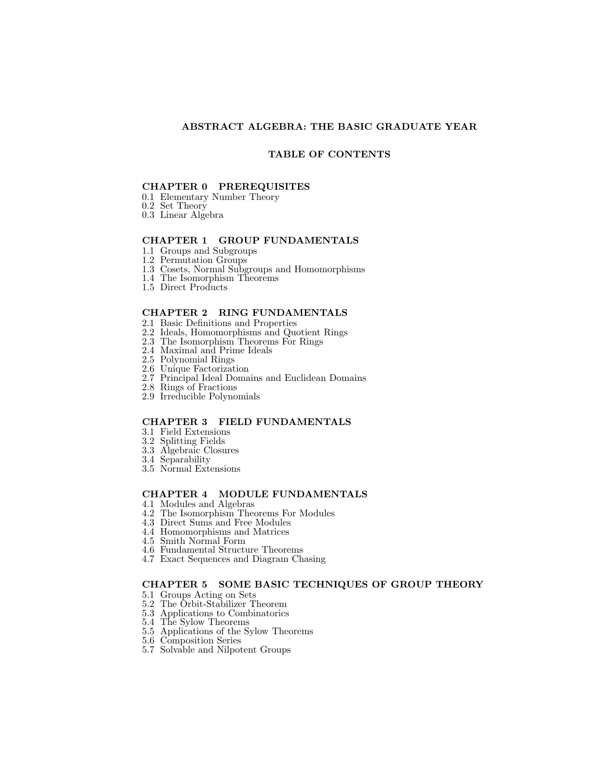# ABSTRACT ALGEBRA: THE BASIC GRADUATE YEAR

## TABLE OF CONTENTS

### CHAPTER 0 PREREQUISITES

0.1 Elementary Number Theory
0.2 Set Theory
0.3 Linear Algebra

### CHAPTER 1 GROUP FUNDAMENTALS

1.1 Groups and Subgroups
1.2 Permutation Groups
1.3 Cosets, Normal Subgroups and Homomorphisms
1.4 The Isomorphism Theorems
1.5 Direct Products

### CHAPTER 2 RING FUNDAMENTALS

2.1 Basic Definitions and Properties
2.2 Ideals, Homomorphisms and Quotient Rings
2.3 The Isomorphism Theorems For Rings
2.4 Maximal and Prime Ideals
2.5 Polynomial Rings
2.6 Unique Factorization
2.7 Principal Ideal Domains and Euclidean Domains
2.8 Rings of Fractions
2.9 Irreducible Polynomials

### CHAPTER 3 FIELD FUNDAMENTALS

3.1 Field Extensions
3.2 Splitting Fields
3.3 Algebraic Closures
3.4 Separability
3.5 Normal Extensions

### CHAPTER 4 MODULE FUNDAMENTALS

4.1 Modules and Algebras
4.2 The Isomorphism Theorems For Modules
4.3 Direct Sums and Free Modules
4.4 Homomorphisms and Matrices
4.5 Smith Normal Form
4.6 Fundamental Structure Theorems
4.7 Exact Sequences and Diagram Chasing

### CHAPTER 5 SOME BASIC TECHNIQUES OF GROUP THEORY

5.1 Groups Acting on Sets
5.2 The Orbit-Stabilizer Theorem
5.3 Applications to Combinatorics
5.4 The Sylow Theorems
5.5 Applications of the Sylow Theorems
5.6 Composition Series
5.7 Solvable and Nilpotent Groups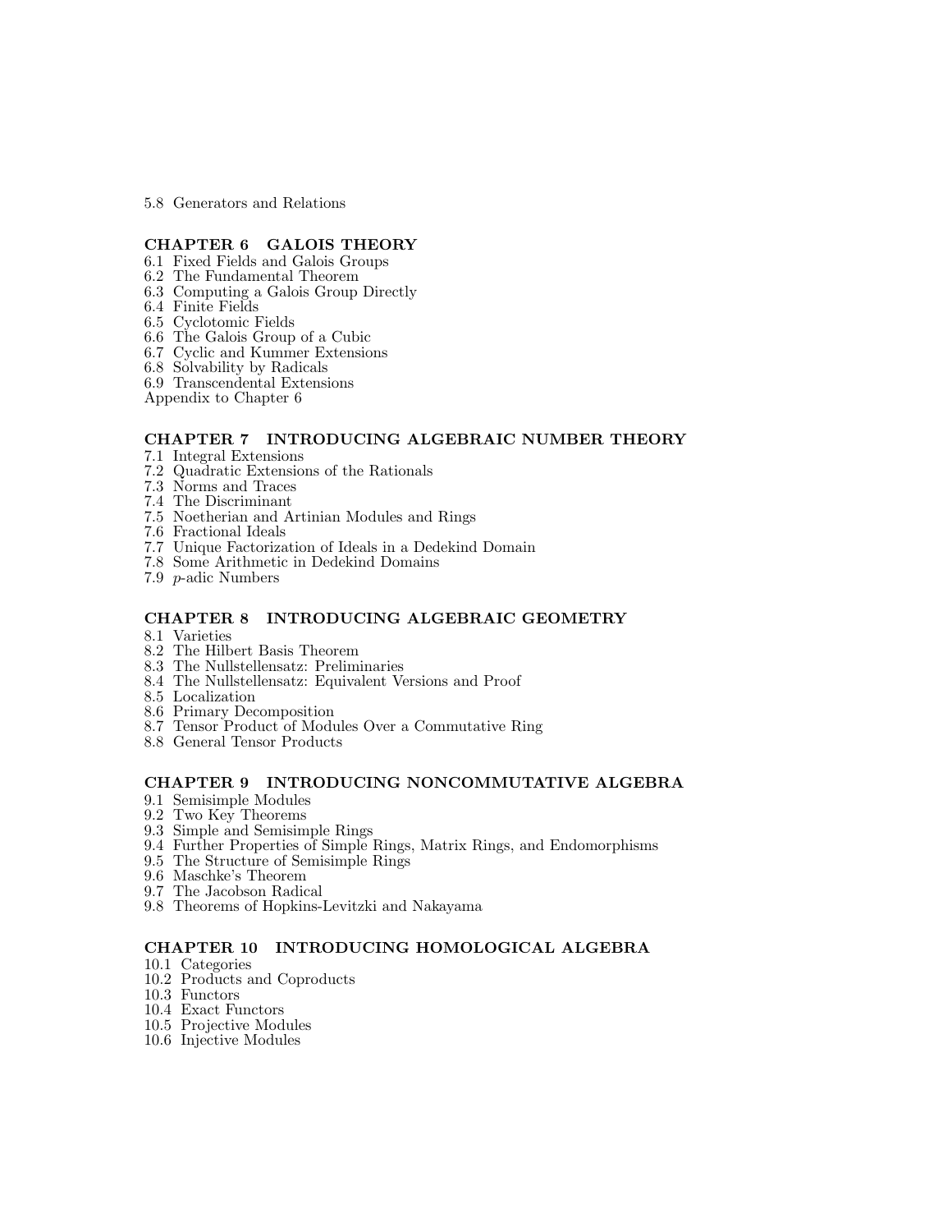5.8 Generators and Relations

## CHAPTER 6 GALOIS THEORY

6.1 Fixed Fields and Galois Groups
6.2 The Fundamental Theorem
6.3 Computing a Galois Group Directly
6.4 Finite Fields
6.5 Cyclotomic Fields
6.6 The Galois Group of a Cubic
6.7 Cyclic and Kummer Extensions
6.8 Solvability by Radicals
6.9 Transcendental Extensions
Appendix to Chapter 6

## CHAPTER 7 INTRODUCING ALGEBRAIC NUMBER THEORY

7.1 Integral Extensions
7.2 Quadratic Extensions of the Rationals
7.3 Norms and Traces
7.4 The Discriminant
7.5 Noetherian and Artinian Modules and Rings
7.6 Fractional Ideals
7.7 Unique Factorization of Ideals in a Dedekind Domain
7.8 Some Arithmetic in Dedekind Domains
7.9 $p$-adic Numbers

## CHAPTER 8 INTRODUCING ALGEBRAIC GEOMETRY

8.1 Varieties
8.2 The Hilbert Basis Theorem
8.3 The Nullstellensatz: Preliminaries
8.4 The Nullstellensatz: Equivalent Versions and Proof
8.5 Localization
8.6 Primary Decomposition
8.7 Tensor Product of Modules Over a Commutative Ring
8.8 General Tensor Products

## CHAPTER 9 INTRODUCING NONCOMMUTATIVE ALGEBRA

9.1 Semisimple Modules
9.2 Two Key Theorems
9.3 Simple and Semisimple Rings
9.4 Further Properties of Simple Rings, Matrix Rings, and Endomorphisms
9.5 The Structure of Semisimple Rings
9.6 Maschke's Theorem
9.7 The Jacobson Radical
9.8 Theorems of Hopkins-Levitzki and Nakayama

## CHAPTER 10 INTRODUCING HOMOLOGICAL ALGEBRA

10.1 Categories
10.2 Products and Coproducts
10.3 Functors
10.4 Exact Functors
10.5 Projective Modules
10.6 Injective Modules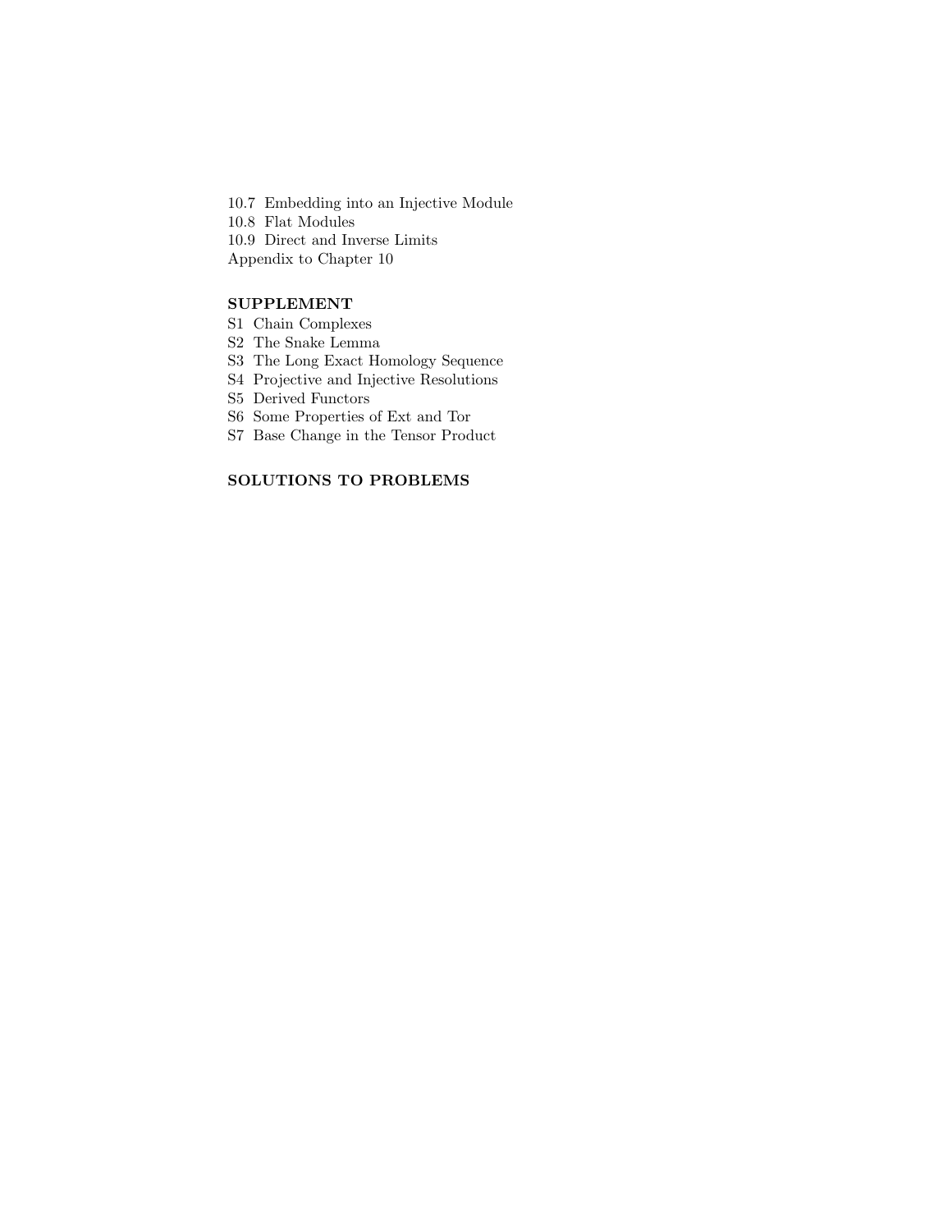10.7 Embedding into an Injective Module
10.8 Flat Modules
10.9 Direct and Inverse Limits
Appendix to Chapter 10

**SUPPLEMENT**

S1 Chain Complexes
S2 The Snake Lemma
S3 The Long Exact Homology Sequence
S4 Projective and Injective Resolutions
S5 Derived Functors
S6 Some Properties of Ext and Tor
S7 Base Change in the Tensor Product

**SOLUTIONS TO PROBLEMS**